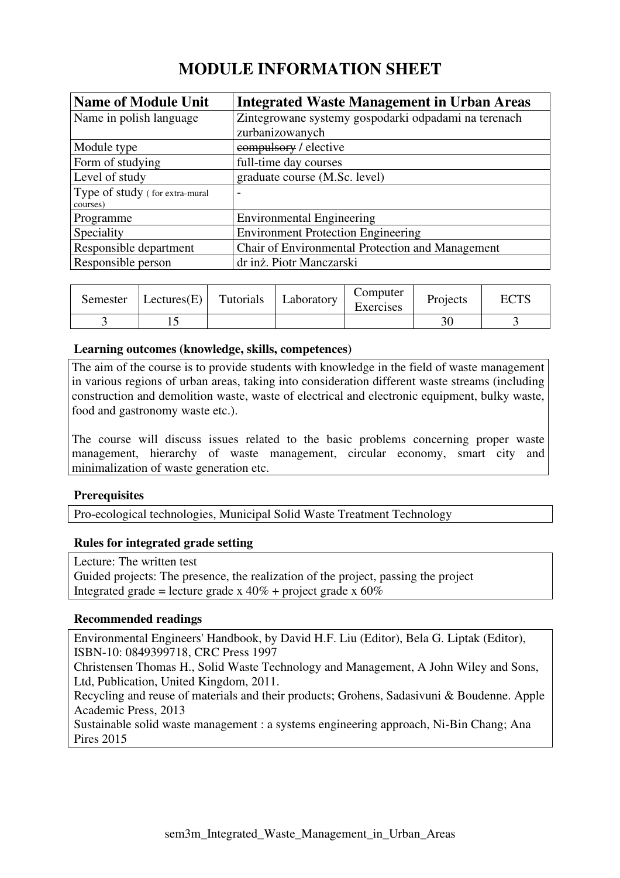# MODULE INFORMATION SHEET

| **Name of Module Unit** | **Integrated Waste Management in Urban Areas** |
|---|---|
| Name in polish language | Zintegrowane systemy gospodarki odpadami na terenach zurbanizowanych |
| Module type | ~~compulsory~~ / elective |
| Form of studying | full-time day courses |
| Level of study | graduate course (M.Sc. level) |
| Type of study ( for extra-mural courses) | - |
| Programme | Environmental Engineering |
| Speciality | Environment Protection Engineering |
| Responsible department | Chair of Environmental Protection and Management |
| Responsible person | dr inż. Piotr Manczarski |

| Semester | Lectures(E) | Tutorials | Laboratory | Computer Exercises | Projects | ECTS |
|---|---|---|---|---|---|---|
| 3 | 15 | | | | 30 | 3 |

**Learning outcomes (knowledge, skills, competences)**

The aim of the course is to provide students with knowledge in the field of waste management in various regions of urban areas, taking into consideration different waste streams (including construction and demolition waste, waste of electrical and electronic equipment, bulky waste, food and gastronomy waste etc.).

The course will discuss issues related to the basic problems concerning proper waste management, hierarchy of waste management, circular economy, smart city and minimalization of waste generation etc.

**Prerequisites**

Pro-ecological technologies, Municipal Solid Waste Treatment Technology

**Rules for integrated grade setting**

Lecture: The written test
Guided projects: The presence, the realization of the project, passing the project
Integrated grade = lecture grade x 40% + project grade x 60%

**Recommended readings**

Environmental Engineers' Handbook, by David H.F. Liu (Editor), Bela G. Liptak (Editor), ISBN-10: 0849399718, CRC Press 1997
Christensen Thomas H., Solid Waste Technology and Management, A John Wiley and Sons, Ltd, Publication, United Kingdom, 2011.
Recycling and reuse of materials and their products; Grohens, Sadasivuni & Boudenne. Apple Academic Press, 2013
Sustainable solid waste management : a systems engineering approach, Ni-Bin Chang; Ana Pires 2015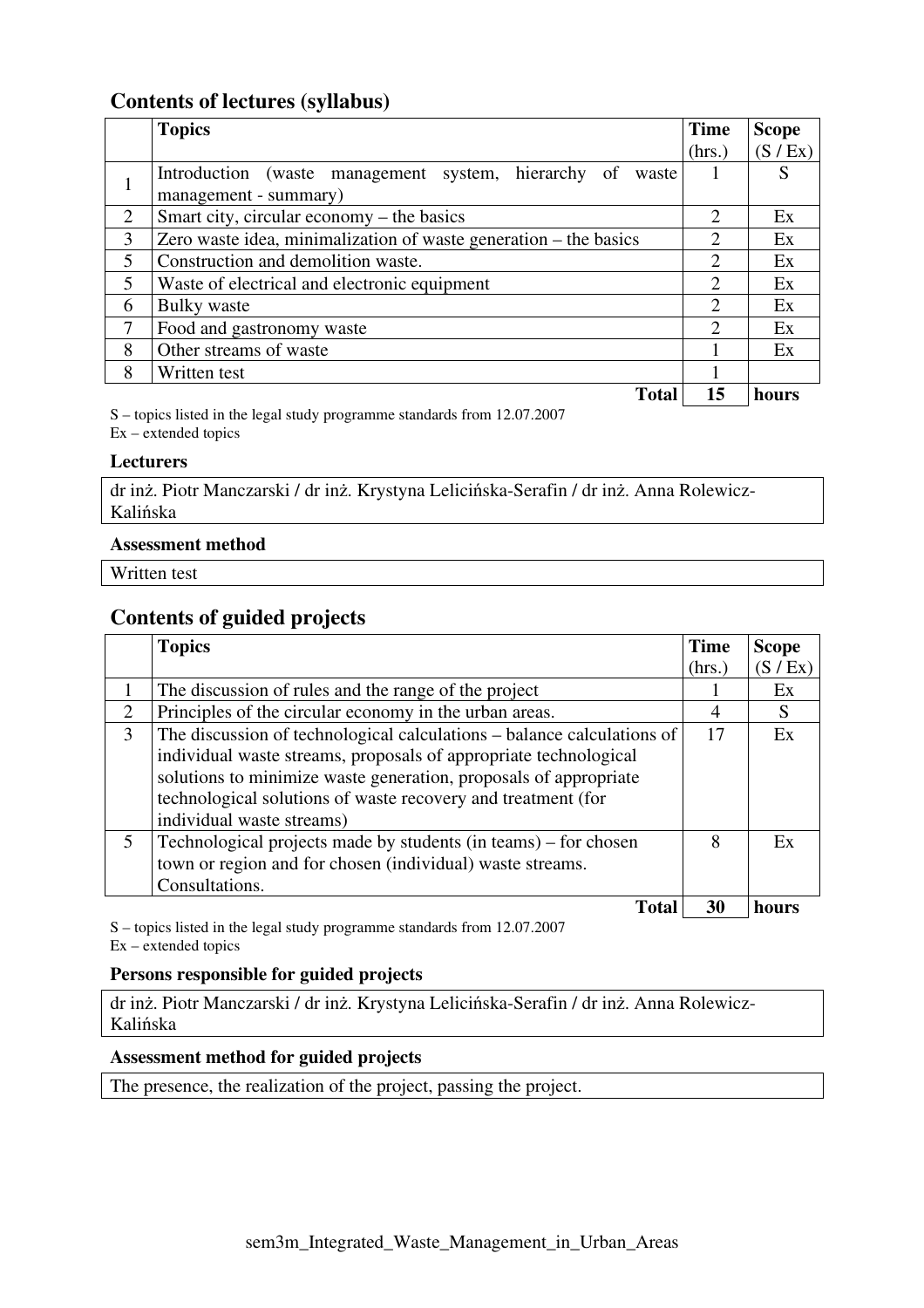## Contents of lectures (syllabus)

| | Topics | Time (hrs.) | Scope (S / Ex) |
|---|---|---|---|
| 1 | Introduction (waste management system, hierarchy of waste management - summary) | 1 | S |
| 2 | Smart city, circular economy – the basics | 2 | Ex |
| 3 | Zero waste idea, minimalization of waste generation – the basics | 2 | Ex |
| 5 | Construction and demolition waste. | 2 | Ex |
| 5 | Waste of electrical and electronic equipment | 2 | Ex |
| 6 | Bulky waste | 2 | Ex |
| 7 | Food and gastronomy waste | 2 | Ex |
| 8 | Other streams of waste | 1 | Ex |
| 8 | Written test | 1 | |
| | **Total** | **15** | **hours** |

S – topics listed in the legal study programme standards from 12.07.2007
Ex – extended topics

**Lecturers**

dr inż. Piotr Manczarski / dr inż. Krystyna Lelicińska-Serafin / dr inż. Anna Rolewicz-Kalińska

**Assessment method**

Written test

## Contents of guided projects

| | Topics | Time (hrs.) | Scope (S / Ex) |
|---|---|---|---|
| 1 | The discussion of rules and the range of the project | 1 | Ex |
| 2 | Principles of the circular economy in the urban areas. | 4 | S |
| 3 | The discussion of technological calculations – balance calculations of individual waste streams, proposals of appropriate technological solutions to minimize waste generation, proposals of appropriate technological solutions of waste recovery and treatment (for individual waste streams) | 17 | Ex |
| 5 | Technological projects made by students (in teams) – for chosen town or region and for chosen (individual) waste streams. Consultations. | 8 | Ex |
| | **Total** | **30** | **hours** |

S – topics listed in the legal study programme standards from 12.07.2007
Ex – extended topics

**Persons responsible for guided projects**

dr inż. Piotr Manczarski / dr inż. Krystyna Lelicińska-Serafin / dr inż. Anna Rolewicz-Kalińska

**Assessment method for guided projects**

The presence, the realization of the project, passing the project.